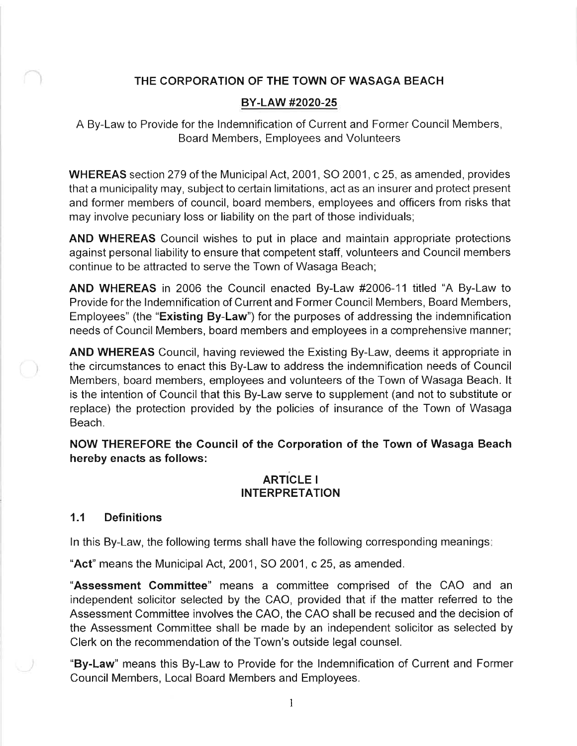# THE CORPORATION OF THE TOWN OF WASAGA BEACH

## BY-LAW #2020-25

A By-Law to Provide for the Indemnification of Current and Former Council Members, Board Members, Employees and Volunteers

**WHEREAS** section 279 of the Municipal Act, 2001, SO 2001, c 25, as amended, provides that a municipality may, subject to certain limitations, act as an insurer and protect present and former members of council, board members, employees and officers from risks that may involve pecuniary loss or liability on the part of those individuals;

**AND WHEREAS** Council wishes to put in place and maintain appropriate protections against personal liability to ensure that competent staff, volunteers and Council members continue to be attracted to serve the Town of Wasaga Beach;

**AND WHEREAS** in 2006 the Council enacted By-Law #2006-11 titled "A By-Law to Provide for the Indemnification of Current and Former Council Members, Board Members, Employees" (the "**Existing By-Law**") for the purposes of addressing the indemnification needs of Council Members, board members and employees in a comprehensive manner;

**AND WHEREAS** Council, having reviewed the Existing By-Law, deems it appropriate in the circumstances to enact this By-Law to address the indemnification needs of Council Members, board members, employees and volunteers of the Town of Wasaga Beach. It is the intention of Council that this By-Law serve to supplement (and not to substitute or replace) the protection provided by the policies of insurance of the Town of Wasaga Beach.

**NOW THEREFORE the Council of the Corporation of the Town of Wasaga Beach hereby enacts as follows:**

## ARTICLE I
## INTERPRETATION

### 1.1 Definitions

In this By-Law, the following terms shall have the following corresponding meanings:

"**Act**" means the Municipal Act, 2001, SO 2001, c 25, as amended.

"**Assessment Committee**" means a committee comprised of the CAO and an independent solicitor selected by the CAO, provided that if the matter referred to the Assessment Committee involves the CAO, the CAO shall be recused and the decision of the Assessment Committee shall be made by an independent solicitor as selected by Clerk on the recommendation of the Town's outside legal counsel.

"**By-Law**" means this By-Law to Provide for the Indemnification of Current and Former Council Members, Local Board Members and Employees.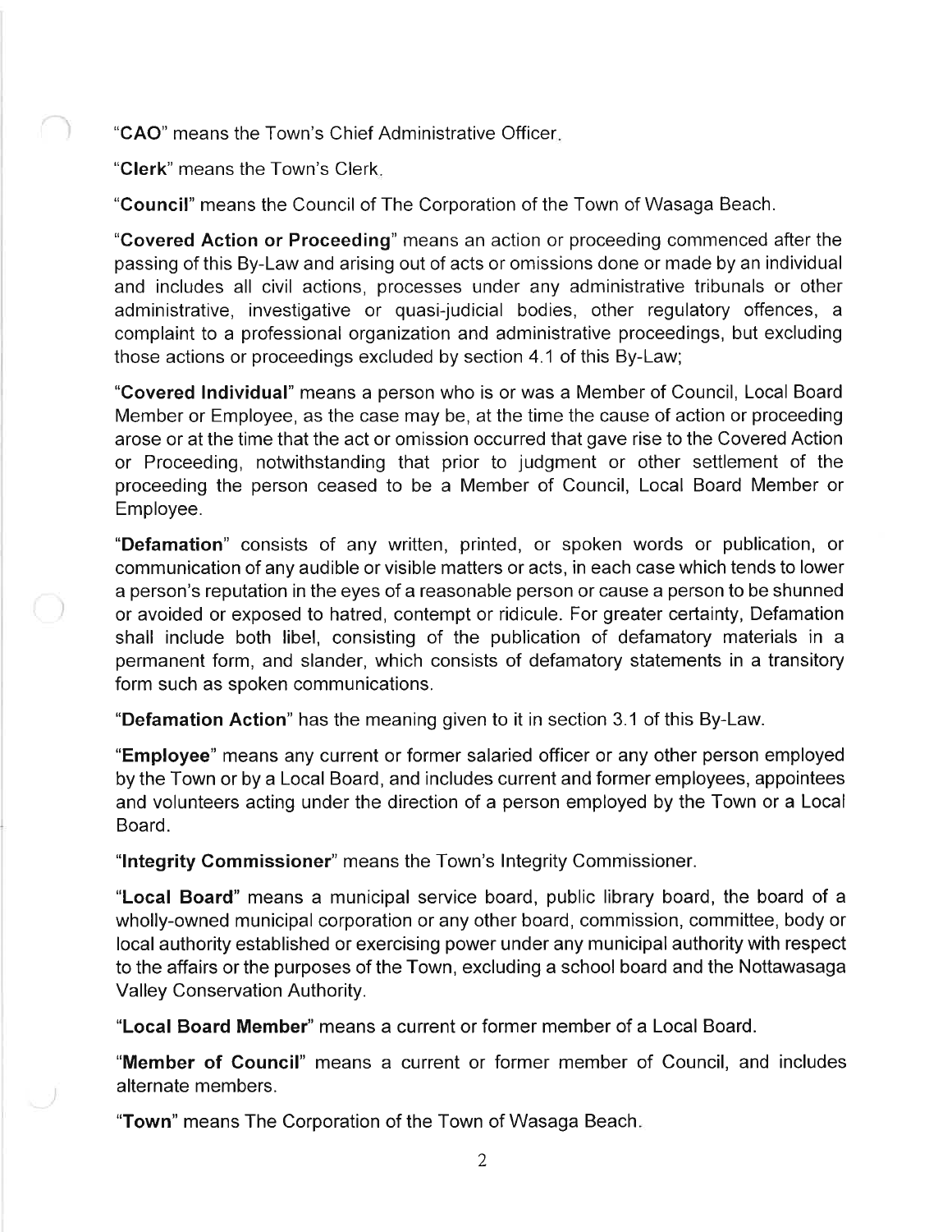"**CAO**" means the Town's Chief Administrative Officer.

"**Clerk**" means the Town's Clerk.

"**Council**" means the Council of The Corporation of the Town of Wasaga Beach.

"**Covered Action or Proceeding**" means an action or proceeding commenced after the passing of this By-Law and arising out of acts or omissions done or made by an individual and includes all civil actions, processes under any administrative tribunals or other administrative, investigative or quasi-judicial bodies, other regulatory offences, a complaint to a professional organization and administrative proceedings, but excluding those actions or proceedings excluded by section 4.1 of this By-Law;

"**Covered Individual**" means a person who is or was a Member of Council, Local Board Member or Employee, as the case may be, at the time the cause of action or proceeding arose or at the time that the act or omission occurred that gave rise to the Covered Action or Proceeding, notwithstanding that prior to judgment or other settlement of the proceeding the person ceased to be a Member of Council, Local Board Member or Employee.

"**Defamation**" consists of any written, printed, or spoken words or publication, or communication of any audible or visible matters or acts, in each case which tends to lower a person's reputation in the eyes of a reasonable person or cause a person to be shunned or avoided or exposed to hatred, contempt or ridicule. For greater certainty, Defamation shall include both libel, consisting of the publication of defamatory materials in a permanent form, and slander, which consists of defamatory statements in a transitory form such as spoken communications.

"**Defamation Action**" has the meaning given to it in section 3.1 of this By-Law.

"**Employee**" means any current or former salaried officer or any other person employed by the Town or by a Local Board, and includes current and former employees, appointees and volunteers acting under the direction of a person employed by the Town or a Local Board.

"**Integrity Commissioner**" means the Town's Integrity Commissioner.

"**Local Board**" means a municipal service board, public library board, the board of a wholly-owned municipal corporation or any other board, commission, committee, body or local authority established or exercising power under any municipal authority with respect to the affairs or the purposes of the Town, excluding a school board and the Nottawasaga Valley Conservation Authority.

"**Local Board Member**" means a current or former member of a Local Board.

"**Member of Council**" means a current or former member of Council, and includes alternate members.

"**Town**" means The Corporation of the Town of Wasaga Beach.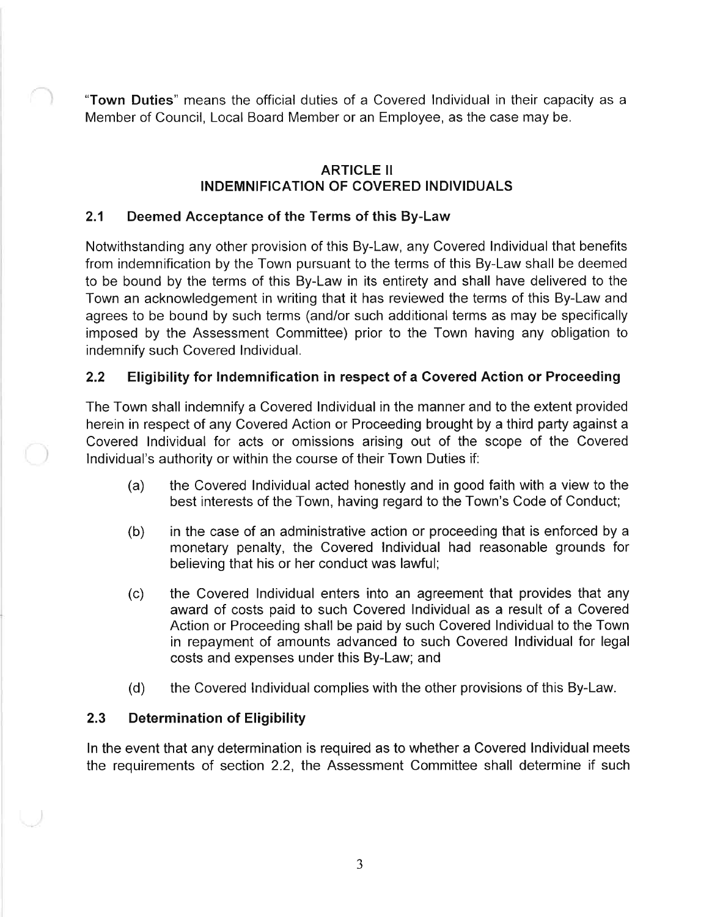"**Town Duties**" means the official duties of a Covered Individual in their capacity as a Member of Council, Local Board Member or an Employee, as the case may be.

## ARTICLE II
## INDEMNIFICATION OF COVERED INDIVIDUALS

### 2.1 Deemed Acceptance of the Terms of this By-Law

Notwithstanding any other provision of this By-Law, any Covered Individual that benefits from indemnification by the Town pursuant to the terms of this By-Law shall be deemed to be bound by the terms of this By-Law in its entirety and shall have delivered to the Town an acknowledgement in writing that it has reviewed the terms of this By-Law and agrees to be bound by such terms (and/or such additional terms as may be specifically imposed by the Assessment Committee) prior to the Town having any obligation to indemnify such Covered Individual.

### 2.2 Eligibility for Indemnification in respect of a Covered Action or Proceeding

The Town shall indemnify a Covered Individual in the manner and to the extent provided herein in respect of any Covered Action or Proceeding brought by a third party against a Covered Individual for acts or omissions arising out of the scope of the Covered Individual's authority or within the course of their Town Duties if:

(a) the Covered Individual acted honestly and in good faith with a view to the best interests of the Town, having regard to the Town's Code of Conduct;

(b) in the case of an administrative action or proceeding that is enforced by a monetary penalty, the Covered Individual had reasonable grounds for believing that his or her conduct was lawful;

(c) the Covered Individual enters into an agreement that provides that any award of costs paid to such Covered Individual as a result of a Covered Action or Proceeding shall be paid by such Covered Individual to the Town in repayment of amounts advanced to such Covered Individual for legal costs and expenses under this By-Law; and

(d) the Covered Individual complies with the other provisions of this By-Law.

### 2.3 Determination of Eligibility

In the event that any determination is required as to whether a Covered Individual meets the requirements of section 2.2, the Assessment Committee shall determine if such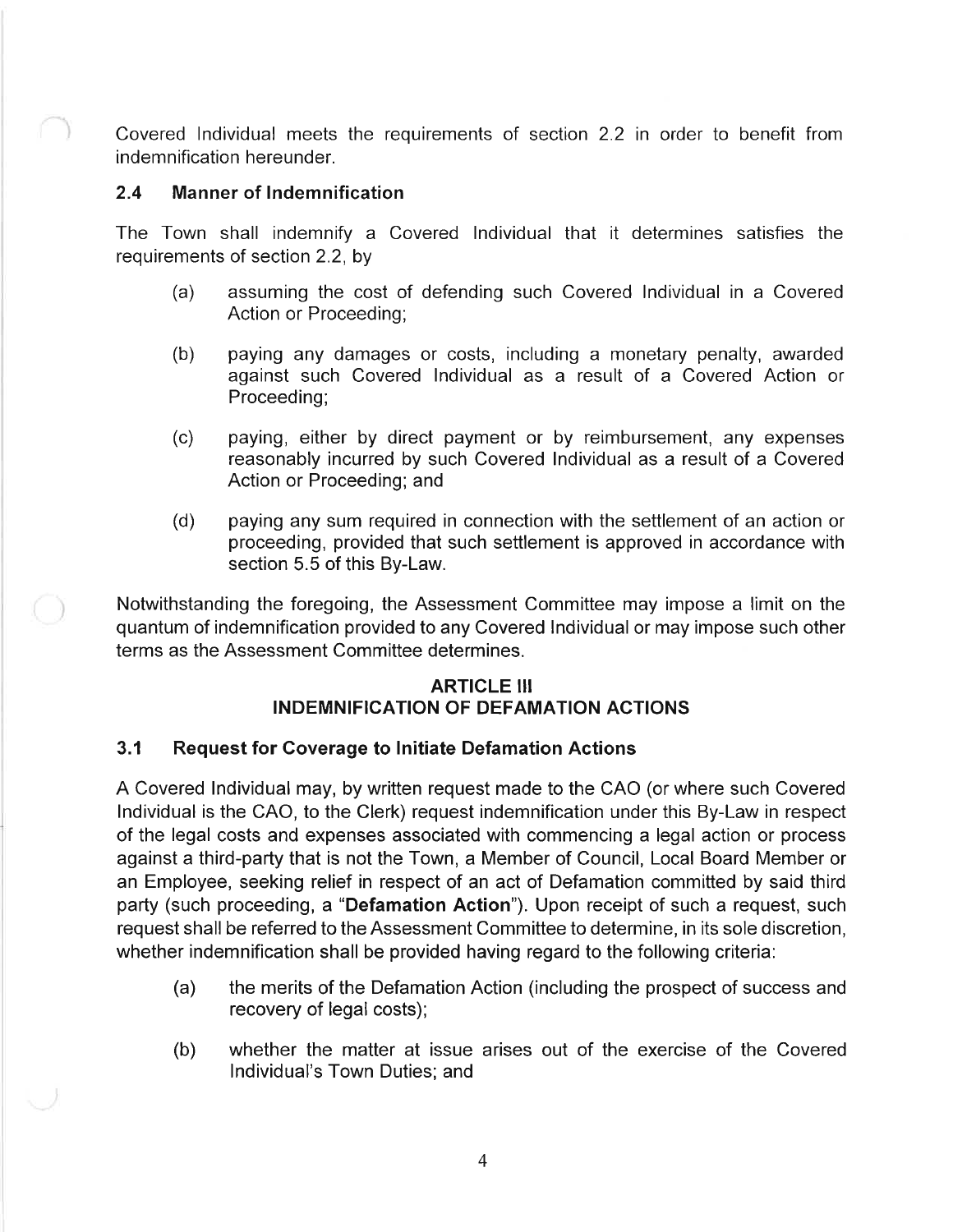Covered Individual meets the requirements of section 2.2 in order to benefit from indemnification hereunder.

### 2.4 Manner of Indemnification

The Town shall indemnify a Covered Individual that it determines satisfies the requirements of section 2.2, by

(a) assuming the cost of defending such Covered Individual in a Covered Action or Proceeding;

(b) paying any damages or costs, including a monetary penalty, awarded against such Covered Individual as a result of a Covered Action or Proceeding;

(c) paying, either by direct payment or by reimbursement, any expenses reasonably incurred by such Covered Individual as a result of a Covered Action or Proceeding; and

(d) paying any sum required in connection with the settlement of an action or proceeding, provided that such settlement is approved in accordance with section 5.5 of this By-Law.

Notwithstanding the foregoing, the Assessment Committee may impose a limit on the quantum of indemnification provided to any Covered Individual or may impose such other terms as the Assessment Committee determines.

## ARTICLE III
## INDEMNIFICATION OF DEFAMATION ACTIONS

### 3.1 Request for Coverage to Initiate Defamation Actions

A Covered Individual may, by written request made to the CAO (or where such Covered Individual is the CAO, to the Clerk) request indemnification under this By-Law in respect of the legal costs and expenses associated with commencing a legal action or process against a third-party that is not the Town, a Member of Council, Local Board Member or an Employee, seeking relief in respect of an act of Defamation committed by said third party (such proceeding, a "**Defamation Action**"). Upon receipt of such a request, such request shall be referred to the Assessment Committee to determine, in its sole discretion, whether indemnification shall be provided having regard to the following criteria:

(a) the merits of the Defamation Action (including the prospect of success and recovery of legal costs);

(b) whether the matter at issue arises out of the exercise of the Covered Individual's Town Duties; and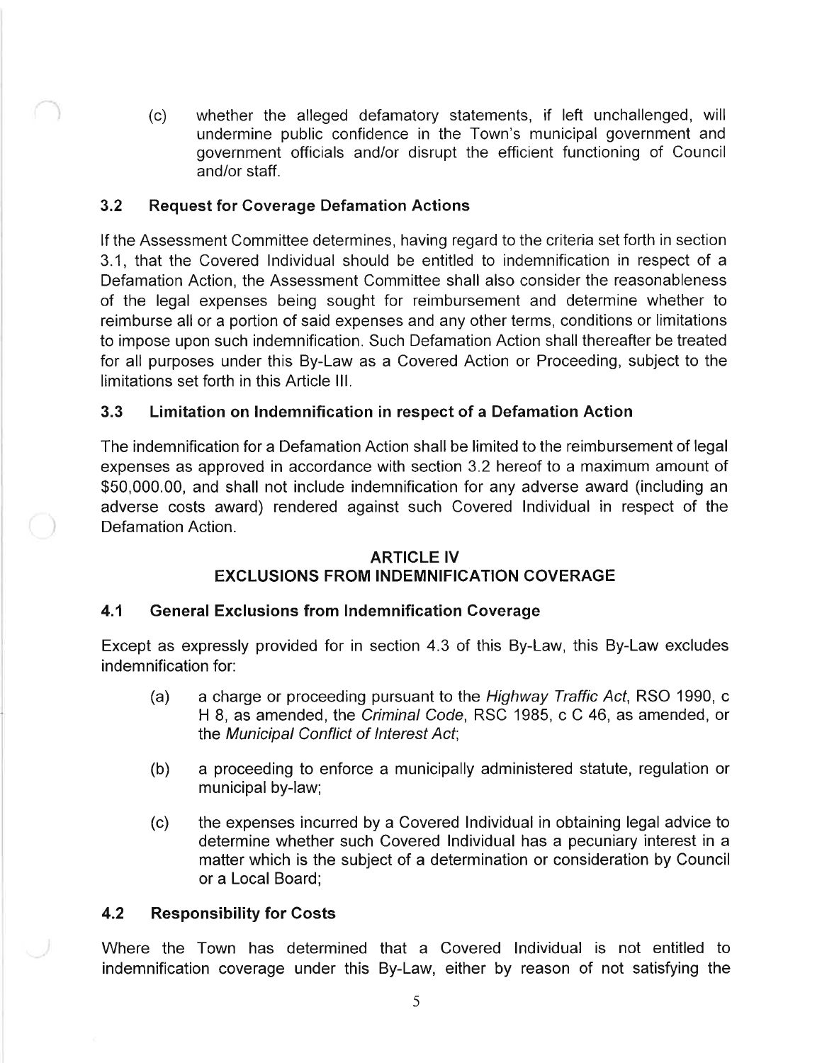(c) whether the alleged defamatory statements, if left unchallenged, will undermine public confidence in the Town's municipal government and government officials and/or disrupt the efficient functioning of Council and/or staff.

### 3.2 Request for Coverage Defamation Actions

If the Assessment Committee determines, having regard to the criteria set forth in section 3.1, that the Covered Individual should be entitled to indemnification in respect of a Defamation Action, the Assessment Committee shall also consider the reasonableness of the legal expenses being sought for reimbursement and determine whether to reimburse all or a portion of said expenses and any other terms, conditions or limitations to impose upon such indemnification. Such Defamation Action shall thereafter be treated for all purposes under this By-Law as a Covered Action or Proceeding, subject to the limitations set forth in this Article III.

### 3.3 Limitation on Indemnification in respect of a Defamation Action

The indemnification for a Defamation Action shall be limited to the reimbursement of legal expenses as approved in accordance with section 3.2 hereof to a maximum amount of $50,000.00, and shall not include indemnification for any adverse award (including an adverse costs award) rendered against such Covered Individual in respect of the Defamation Action.

## ARTICLE IV
## EXCLUSIONS FROM INDEMNIFICATION COVERAGE

### 4.1 General Exclusions from Indemnification Coverage

Except as expressly provided for in section 4.3 of this By-Law, this By-Law excludes indemnification for:

(a) a charge or proceeding pursuant to the *Highway Traffic Act*, RSO 1990, c H 8, as amended, the *Criminal Code*, RSC 1985, c C 46, as amended, or the *Municipal Conflict of Interest Act*;

(b) a proceeding to enforce a municipally administered statute, regulation or municipal by-law;

(c) the expenses incurred by a Covered Individual in obtaining legal advice to determine whether such Covered Individual has a pecuniary interest in a matter which is the subject of a determination or consideration by Council or a Local Board;

### 4.2 Responsibility for Costs

Where the Town has determined that a Covered Individual is not entitled to indemnification coverage under this By-Law, either by reason of not satisfying the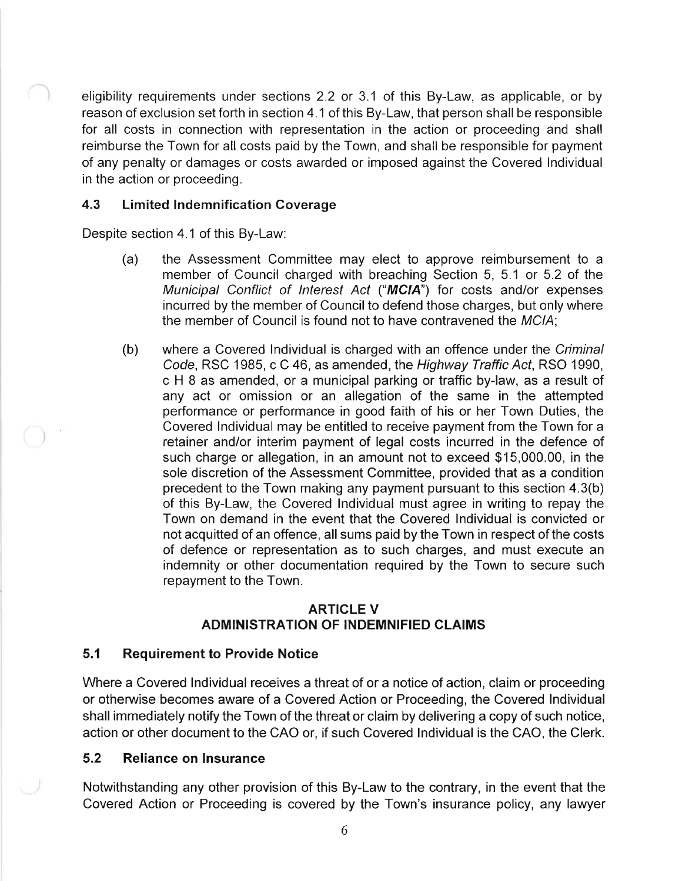eligibility requirements under sections 2.2 or 3.1 of this By-Law, as applicable, or by reason of exclusion set forth in section 4.1 of this By-Law, that person shall be responsible for all costs in connection with representation in the action or proceeding and shall reimburse the Town for all costs paid by the Town, and shall be responsible for payment of any penalty or damages or costs awarded or imposed against the Covered Individual in the action or proceeding.

### 4.3 Limited Indemnification Coverage

Despite section 4.1 of this By-Law:

(a) the Assessment Committee may elect to approve reimbursement to a member of Council charged with breaching Section 5, 5.1 or 5.2 of the *Municipal Conflict of Interest Act* ("***MCIA***") for costs and/or expenses incurred by the member of Council to defend those charges, but only where the member of Council is found not to have contravened the *MCIA*;

(b) where a Covered Individual is charged with an offence under the *Criminal Code*, RSC 1985, c C 46, as amended, the *Highway Traffic Act*, RSO 1990, c H 8 as amended, or a municipal parking or traffic by-law, as a result of any act or omission or an allegation of the same in the attempted performance or performance in good faith of his or her Town Duties, the Covered Individual may be entitled to receive payment from the Town for a retainer and/or interim payment of legal costs incurred in the defence of such charge or allegation, in an amount not to exceed $15,000.00, in the sole discretion of the Assessment Committee, provided that as a condition precedent to the Town making any payment pursuant to this section 4.3(b) of this By-Law, the Covered Individual must agree in writing to repay the Town on demand in the event that the Covered Individual is convicted or not acquitted of an offence, all sums paid by the Town in respect of the costs of defence or representation as to such charges, and must execute an indemnity or other documentation required by the Town to secure such repayment to the Town.

## ARTICLE V
## ADMINISTRATION OF INDEMNIFIED CLAIMS

### 5.1 Requirement to Provide Notice

Where a Covered Individual receives a threat of or a notice of action, claim or proceeding or otherwise becomes aware of a Covered Action or Proceeding, the Covered Individual shall immediately notify the Town of the threat or claim by delivering a copy of such notice, action or other document to the CAO or, if such Covered Individual is the CAO, the Clerk.

### 5.2 Reliance on Insurance

Notwithstanding any other provision of this By-Law to the contrary, in the event that the Covered Action or Proceeding is covered by the Town's insurance policy, any lawyer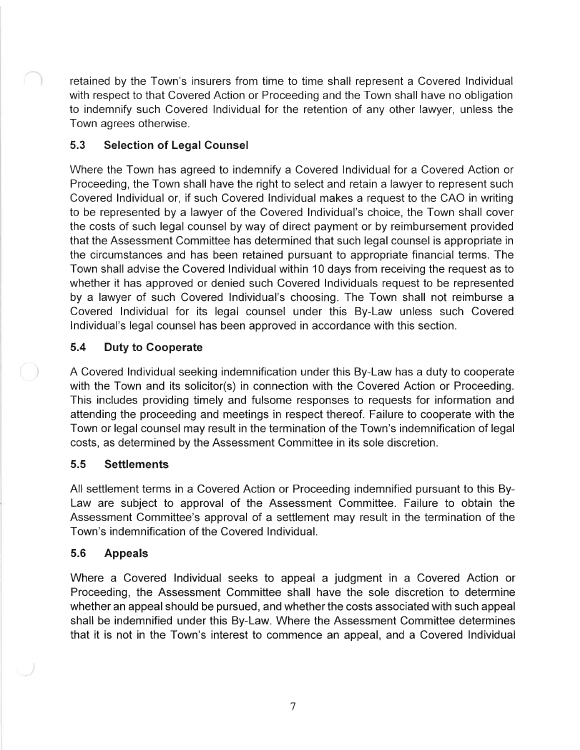retained by the Town's insurers from time to time shall represent a Covered Individual with respect to that Covered Action or Proceeding and the Town shall have no obligation to indemnify such Covered Individual for the retention of any other lawyer, unless the Town agrees otherwise.

### 5.3 Selection of Legal Counsel

Where the Town has agreed to indemnify a Covered Individual for a Covered Action or Proceeding, the Town shall have the right to select and retain a lawyer to represent such Covered Individual or, if such Covered Individual makes a request to the CAO in writing to be represented by a lawyer of the Covered Individual's choice, the Town shall cover the costs of such legal counsel by way of direct payment or by reimbursement provided that the Assessment Committee has determined that such legal counsel is appropriate in the circumstances and has been retained pursuant to appropriate financial terms. The Town shall advise the Covered Individual within 10 days from receiving the request as to whether it has approved or denied such Covered Individuals request to be represented by a lawyer of such Covered Individual's choosing. The Town shall not reimburse a Covered Individual for its legal counsel under this By-Law unless such Covered Individual's legal counsel has been approved in accordance with this section.

### 5.4 Duty to Cooperate

A Covered Individual seeking indemnification under this By-Law has a duty to cooperate with the Town and its solicitor(s) in connection with the Covered Action or Proceeding. This includes providing timely and fulsome responses to requests for information and attending the proceeding and meetings in respect thereof. Failure to cooperate with the Town or legal counsel may result in the termination of the Town's indemnification of legal costs, as determined by the Assessment Committee in its sole discretion.

### 5.5 Settlements

All settlement terms in a Covered Action or Proceeding indemnified pursuant to this By-Law are subject to approval of the Assessment Committee. Failure to obtain the Assessment Committee's approval of a settlement may result in the termination of the Town's indemnification of the Covered Individual.

### 5.6 Appeals

Where a Covered Individual seeks to appeal a judgment in a Covered Action or Proceeding, the Assessment Committee shall have the sole discretion to determine whether an appeal should be pursued, and whether the costs associated with such appeal shall be indemnified under this By-Law. Where the Assessment Committee determines that it is not in the Town's interest to commence an appeal, and a Covered Individual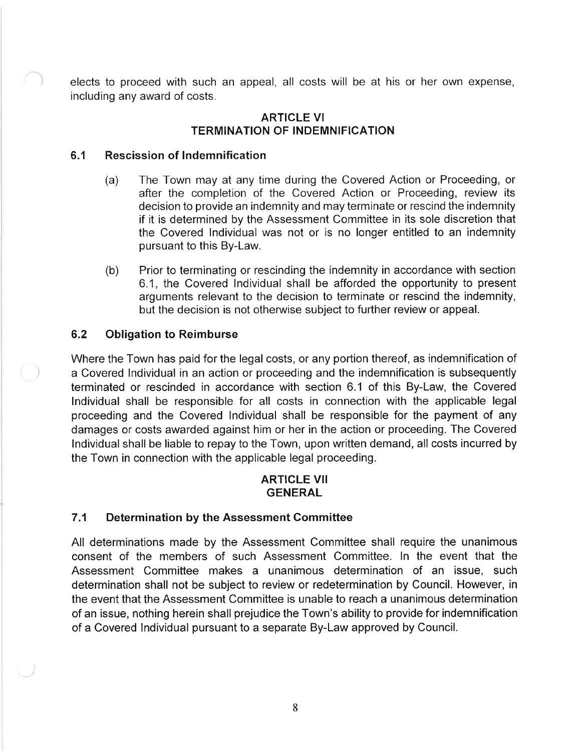elects to proceed with such an appeal, all costs will be at his or her own expense, including any award of costs.

## ARTICLE VI
## TERMINATION OF INDEMNIFICATION

### 6.1 Rescission of Indemnification

(a) The Town may at any time during the Covered Action or Proceeding, or after the completion of the Covered Action or Proceeding, review its decision to provide an indemnity and may terminate or rescind the indemnity if it is determined by the Assessment Committee in its sole discretion that the Covered Individual was not or is no longer entitled to an indemnity pursuant to this By-Law.

(b) Prior to terminating or rescinding the indemnity in accordance with section 6.1, the Covered Individual shall be afforded the opportunity to present arguments relevant to the decision to terminate or rescind the indemnity, but the decision is not otherwise subject to further review or appeal.

### 6.2 Obligation to Reimburse

Where the Town has paid for the legal costs, or any portion thereof, as indemnification of a Covered Individual in an action or proceeding and the indemnification is subsequently terminated or rescinded in accordance with section 6.1 of this By-Law, the Covered Individual shall be responsible for all costs in connection with the applicable legal proceeding and the Covered Individual shall be responsible for the payment of any damages or costs awarded against him or her in the action or proceeding. The Covered Individual shall be liable to repay to the Town, upon written demand, all costs incurred by the Town in connection with the applicable legal proceeding.

## ARTICLE VII
## GENERAL

### 7.1 Determination by the Assessment Committee

All determinations made by the Assessment Committee shall require the unanimous consent of the members of such Assessment Committee. In the event that the Assessment Committee makes a unanimous determination of an issue, such determination shall not be subject to review or redetermination by Council. However, in the event that the Assessment Committee is unable to reach a unanimous determination of an issue, nothing herein shall prejudice the Town's ability to provide for indemnification of a Covered Individual pursuant to a separate By-Law approved by Council.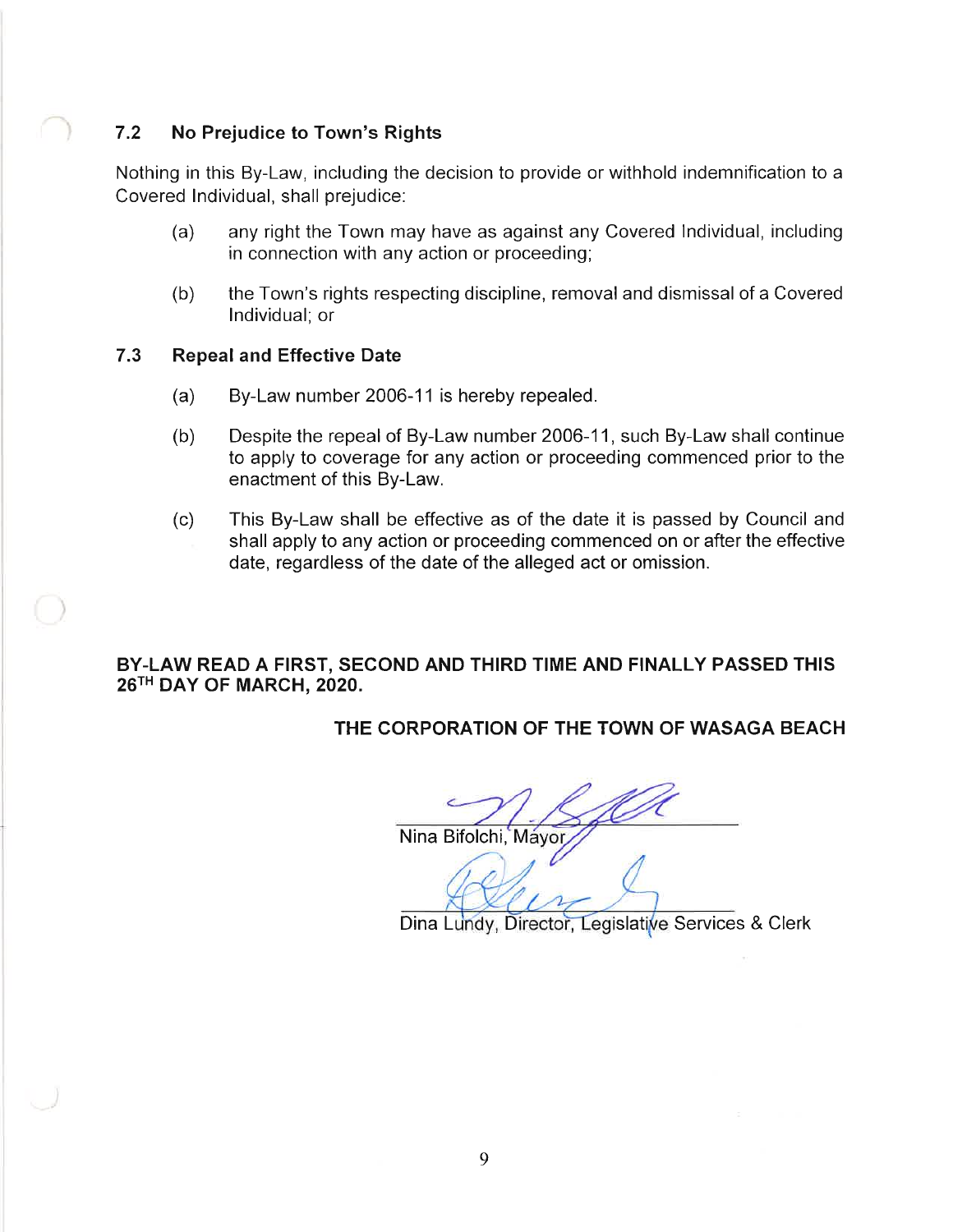### 7.2 No Prejudice to Town's Rights

Nothing in this By-Law, including the decision to provide or withhold indemnification to a Covered Individual, shall prejudice:

(a) any right the Town may have as against any Covered Individual, including in connection with any action or proceeding;

(b) the Town's rights respecting discipline, removal and dismissal of a Covered Individual; or

### 7.3 Repeal and Effective Date

(a) By-Law number 2006-11 is hereby repealed.

(b) Despite the repeal of By-Law number 2006-11, such By-Law shall continue to apply to coverage for any action or proceeding commenced prior to the enactment of this By-Law.

(c) This By-Law shall be effective as of the date it is passed by Council and shall apply to any action or proceeding commenced on or after the effective date, regardless of the date of the alleged act or omission.

**BY-LAW READ A FIRST, SECOND AND THIRD TIME AND FINALLY PASSED THIS 26TH DAY OF MARCH, 2020.**

**THE CORPORATION OF THE TOWN OF WASAGA BEACH**

Nina Bifolchi, Mayor

Dina Lundy, Director, Legislative Services & Clerk